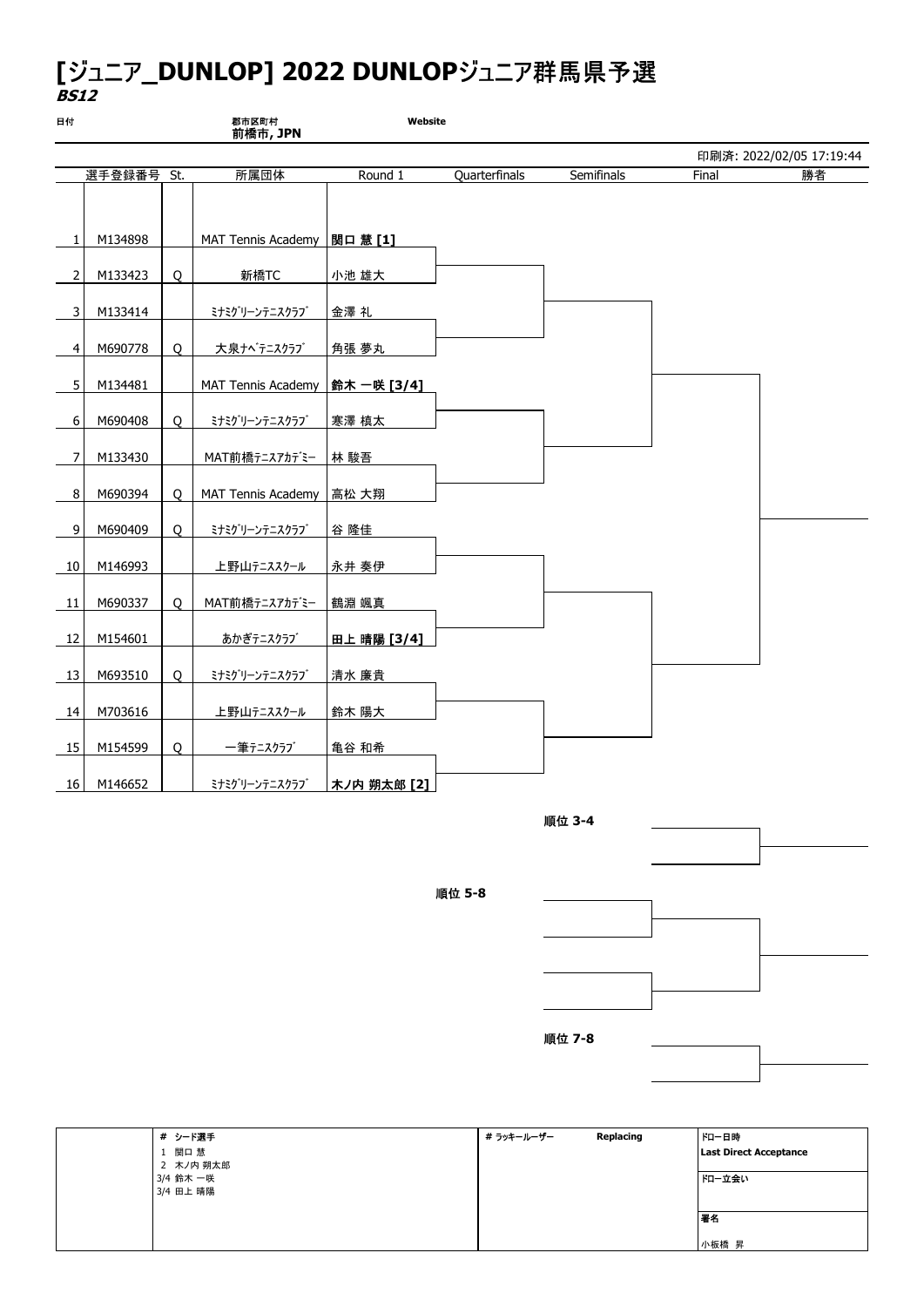# [ジュニア_DUNLOP] 2022 DUNLOPジュニア群馬県予選

***BS12***

日付　　郡市区町村 **前橋市, JPN**　　**Website**

印刷済: 2022/02/05 17:19:44

| | 選手登録番号 | St. | 所属団体 | Round 1 | Quarterfinals | Semifinals | Final | 勝者 |
|---|---|---|---|---|---|---|---|---|
| 1 | M134898 | | MAT Tennis Academy | **関口 慧 [1]** | | | | |
| 2 | M133423 | Q | 新橋TC | 小池 雄大 | | | | |
| 3 | M133414 | | ﾐﾅﾐｸﾞﾘｰﾝﾃﾆｽｸﾗﾌﾞ | 金澤 礼 | | | | |
| 4 | M690778 | Q | 大泉ﾅﾍﾞﾃﾆｽｸﾗﾌﾞ | 角張 夢丸 | | | | |
| 5 | M134481 | | MAT Tennis Academy | **鈴木 一咲 [3/4]** | | | | |
| 6 | M690408 | Q | ﾐﾅﾐｸﾞﾘｰﾝﾃﾆｽｸﾗﾌﾞ | 寒澤 槙太 | | | | |
| 7 | M133430 | | MAT前橋ﾃﾆｽｱｶﾃﾞﾐｰ | 林 駿吾 | | | | |
| 8 | M690394 | Q | MAT Tennis Academy | 高松 大翔 | | | | |
| 9 | M690409 | Q | ﾐﾅﾐｸﾞﾘｰﾝﾃﾆｽｸﾗﾌﾞ | 谷 隆佳 | | | | |
| 10 | M146993 | | 上野山ﾃﾆｽｽｸｰﾙ | 永井 奏伊 | | | | |
| 11 | M690337 | Q | MAT前橋ﾃﾆｽｱｶﾃﾞﾐｰ | 鶴淵 颯真 | | | | |
| 12 | M154601 | | あかぎﾃﾆｽｸﾗﾌﾞ | **田上 晴陽 [3/4]** | | | | |
| 13 | M693510 | Q | ﾐﾅﾐｸﾞﾘｰﾝﾃﾆｽｸﾗﾌﾞ | 清水 廉貴 | | | | |
| 14 | M703616 | | 上野山ﾃﾆｽｽｸｰﾙ | 鈴木 陽大 | | | | |
| 15 | M154599 | Q | 一筆ﾃﾆｽｸﾗﾌﾞ | 亀谷 和希 | | | | |
| 16 | M146652 | | ﾐﾅﾐｸﾞﾘｰﾝﾃﾆｽｸﾗﾌﾞ | **木ノ内 朔太郎 [2]** | | | | |

**順位 3-4**

**順位 5-8**

**順位 7-8**

| # シード選手 | # ラッキールーザー | Replacing | ドロー日時 |
|---|---|---|---|
| 1 関口 慧 | | | **Last Direct Acceptance** |
| 2 木ノ内 朔太郎 | | | |
| 3/4 鈴木 一咲 | | | ドロー立会い |
| 3/4 田上 晴陽 | | | |
| | | | 署名 |
| | | | 小板橋 昇 |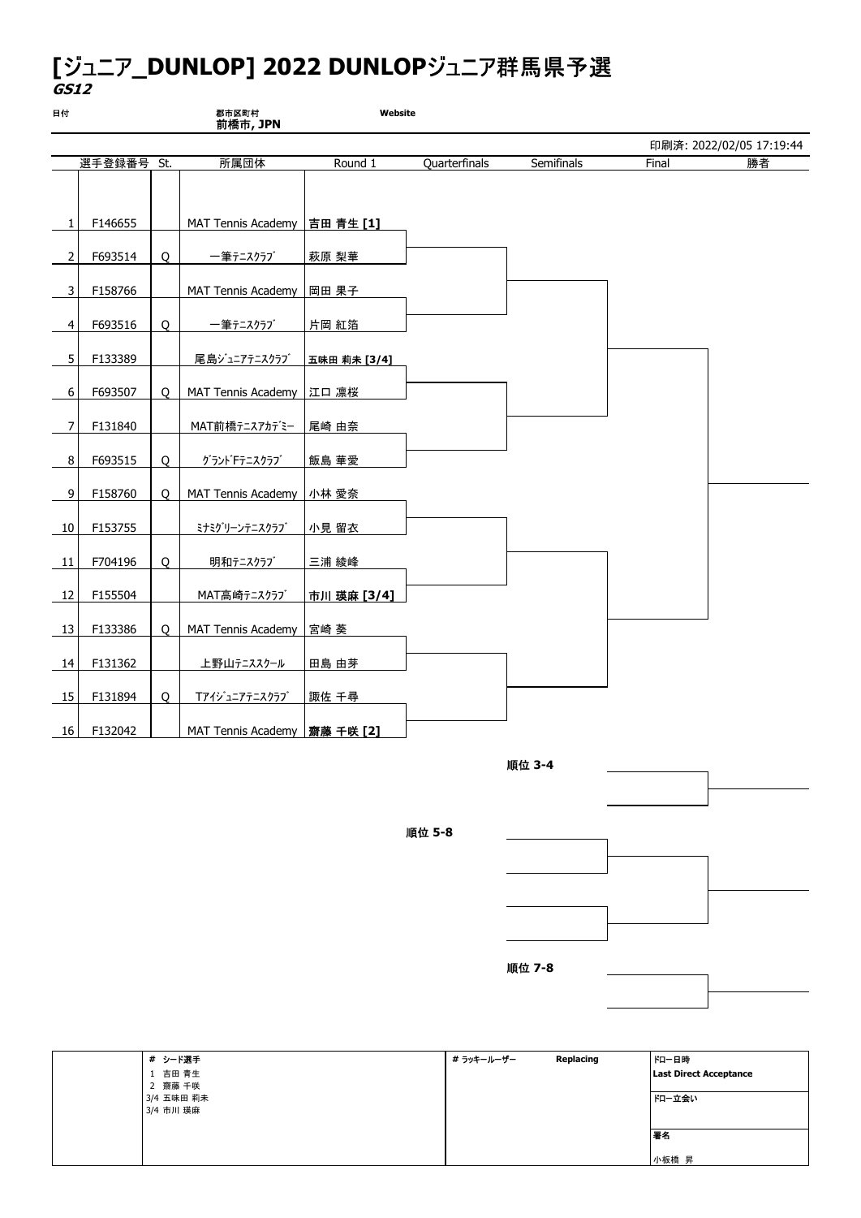# [ジュニア_DUNLOP] 2022 DUNLOPジュニア群馬県予選

***GS12***

日付

郡市区町村
**前橋市, JPN**

**Website**

印刷済: 2022/02/05 17:19:44

|  | 選手登録番号 | St. | 所属団体 | Round 1 | Quarterfinals | Semifinals | Final | 勝者 |
|---|---|---|---|---|---|---|---|---|
| 1 | F146655 |  | MAT Tennis Academy | **吉田 青生 [1]** |  |  |  |  |
| 2 | F693514 | Q | 一筆テニスクラブ | 萩原 梨華 |  |  |  |  |
| 3 | F158766 |  | MAT Tennis Academy | 岡田 果子 |  |  |  |  |
| 4 | F693516 | Q | 一筆テニスクラブ | 片岡 紅箔 |  |  |  |  |
| 5 | F133389 |  | 尾島ｼﾞｭﾆｱﾃﾆｽｸﾗﾌﾞ | **五味田 莉未 [3/4]** |  |  |  |  |
| 6 | F693507 | Q | MAT Tennis Academy | 江口 凛桜 |  |  |  |  |
| 7 | F131840 |  | MAT前橋ﾃﾆｽｱｶﾃﾞﾐｰ | 尾崎 由奈 |  |  |  |  |
| 8 | F693515 | Q | ｸﾞﾗﾝﾄﾞFﾃﾆｽｸﾗﾌﾞ | 飯島 華愛 |  |  |  |  |
| 9 | F158760 | Q | MAT Tennis Academy | 小林 愛奈 |  |  |  |  |
| 10 | F153755 |  | ﾐﾅﾐｸﾞﾘｰﾝﾃﾆｽｸﾗﾌﾞ | 小見 留衣 |  |  |  |  |
| 11 | F704196 | Q | 明和ﾃﾆｽｸﾗﾌﾞ | 三浦 綾峰 |  |  |  |  |
| 12 | F155504 |  | MAT高崎ﾃﾆｽｸﾗﾌﾞ | **市川 瑛麻 [3/4]** |  |  |  |  |
| 13 | F133386 | Q | MAT Tennis Academy | 宮崎 葵 |  |  |  |  |
| 14 | F131362 |  | 上野山ﾃﾆｽｽｸｰﾙ | 田島 由芽 |  |  |  |  |
| 15 | F131894 | Q | Tｱｲｼﾞｭﾆｱﾃﾆｽｸﾗﾌﾞ | 諏佐 千尋 |  |  |  |  |
| 16 | F132042 |  | MAT Tennis Academy | **齋藤 千咲 [2]** |  |  |  |  |

**順位 3-4**

**順位 5-8**

**順位 7-8**

| # シード選手 | # ラッキールーザー | Replacing | ドロー日時 |
|---|---|---|---|
| 1 吉田 青生 |  |  | **Last Direct Acceptance** |
| 2 齋藤 千咲 |  |  | ドロー立会い |
| 3/4 五味田 莉未 |  |  |  |
| 3/4 市川 瑛麻 |  |  | **署名** |
|  |  |  | 小板橋 昇 |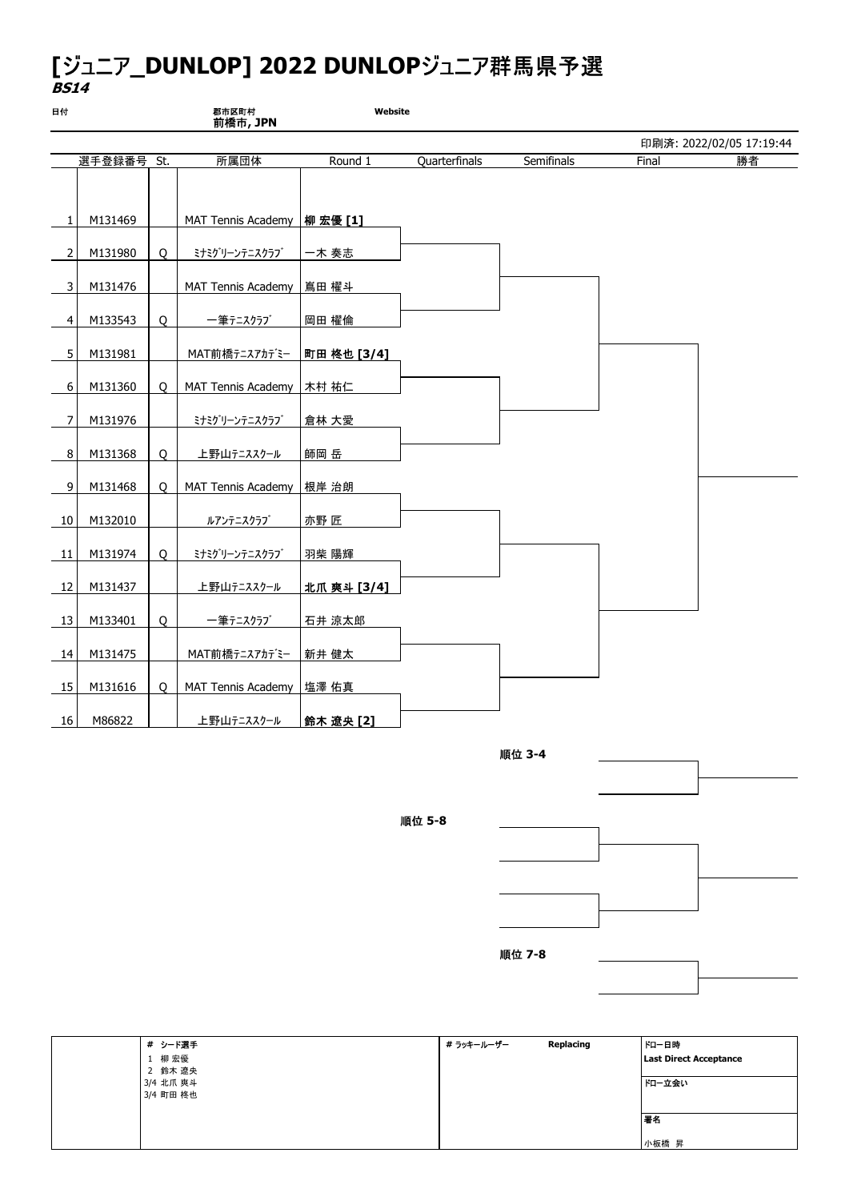# [ジュニア_DUNLOP] 2022 DUNLOPジュニア群馬県予選

***BS14***

日付

郡市区町村
**前橋市, JPN**

**Website**

印刷済: 2022/02/05 17:19:44

| | 選手登録番号 | St. | 所属団体 | Round 1 | Quarterfinals | Semifinals | Final | 勝者 |
|---|---|---|---|---|---|---|---|---|
| 1 | M131469 | | MAT Tennis Academy | **柳 宏優 [1]** | | | | |
| 2 | M131980 | Q | ﾐﾅﾐｸﾞﾘｰﾝﾃﾆｽｸﾗﾌﾞ | 一木 奏志 | | | | |
| 3 | M131476 | | MAT Tennis Academy | 嶌田 櫂斗 | | | | |
| 4 | M133543 | Q | 一筆ﾃﾆｽｸﾗﾌﾞ | 岡田 櫂倫 | | | | |
| 5 | M131981 | | MAT前橋ﾃﾆｽｱｶﾃﾞﾐｰ | **町田 柊也 [3/4]** | | | | |
| 6 | M131360 | Q | MAT Tennis Academy | 木村 祐仁 | | | | |
| 7 | M131976 | | ﾐﾅﾐｸﾞﾘｰﾝﾃﾆｽｸﾗﾌﾞ | 倉林 大愛 | | | | |
| 8 | M131368 | Q | 上野山ﾃﾆｽｽｸｰﾙ | 師岡 岳 | | | | |
| 9 | M131468 | Q | MAT Tennis Academy | 根岸 治朗 | | | | |
| 10 | M132010 | | ﾙｱﾝﾃﾆｽｸﾗﾌﾞ | 赤野 匠 | | | | |
| 11 | M131974 | Q | ﾐﾅﾐｸﾞﾘｰﾝﾃﾆｽｸﾗﾌﾞ | 羽柴 陽輝 | | | | |
| 12 | M131437 | | 上野山ﾃﾆｽｽｸｰﾙ | **北爪 爽斗 [3/4]** | | | | |
| 13 | M133401 | Q | 一筆ﾃﾆｽｸﾗﾌﾞ | 石井 涼太郎 | | | | |
| 14 | M131475 | | MAT前橋ﾃﾆｽｱｶﾃﾞﾐｰ | 新井 健太 | | | | |
| 15 | M131616 | Q | MAT Tennis Academy | 塩澤 佑真 | | | | |
| 16 | M86822 | | 上野山ﾃﾆｽｽｸｰﾙ | **鈴木 遼央 [2]** | | | | |

**順位 3-4**

**順位 5-8**

**順位 7-8**

| # シード選手 | # ラッキールーザー | Replacing | ドロー日時 |
|---|---|---|---|
| 1 柳 宏優 | | | **Last Direct Acceptance** |
| 2 鈴木 遼央 | | | |
| 3/4 北爪 爽斗 | | | ドロー立会い |
| 3/4 町田 柊也 | | | |
| | | | **署名** |
| | | | 小板橋 昇 |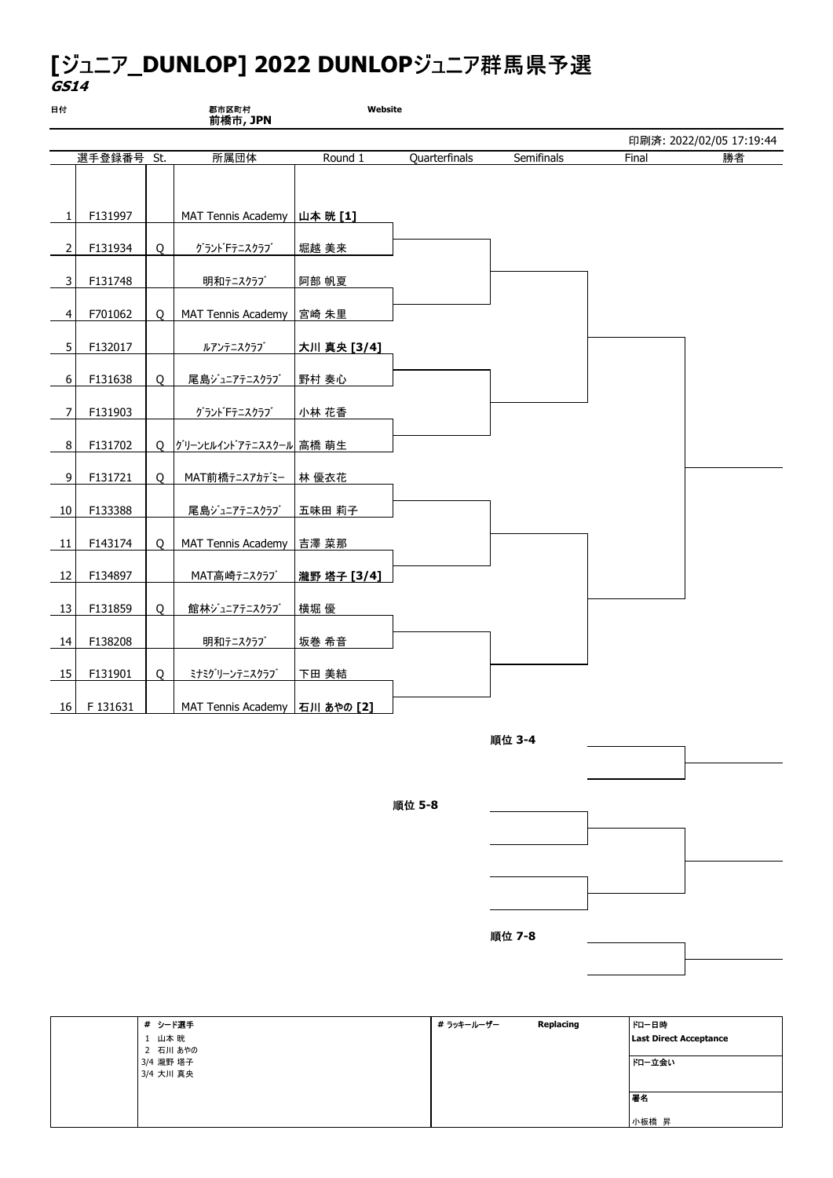# [ジュニア_DUNLOP] 2022 DUNLOPジュニア群馬県予選

***GS14***

日付

郡市区町村
前橋市, JPN

**Website**

印刷済: 2022/02/05 17:19:44

| | 選手登録番号 | St. | 所属団体 | Round 1 | Quarterfinals | Semifinals | Final | 勝者 |
|---|---|---|---|---|---|---|---|---|
| 1 | F131997 | | MAT Tennis Academy | **山本 晄 [1]** | | | | |
| 2 | F131934 | Q | ｸﾞﾗﾝﾄﾞFﾃﾆｽｸﾗﾌﾞ | 堀越 美来 | | | | |
| 3 | F131748 | | 明和ﾃﾆｽｸﾗﾌﾞ | 阿部 帆夏 | | | | |
| 4 | F701062 | Q | MAT Tennis Academy | 宮崎 朱里 | | | | |
| 5 | F132017 | | ﾙｱﾝﾃﾆｽｸﾗﾌﾞ | **大川 真央 [3/4]** | | | | |
| 6 | F131638 | Q | 尾島ｼﾞｭﾆｱﾃﾆｽｸﾗﾌﾞ | 野村 奏心 | | | | |
| 7 | F131903 | | ｸﾞﾗﾝﾄﾞFﾃﾆｽｸﾗﾌﾞ | 小林 花香 | | | | |
| 8 | F131702 | Q | ｸﾞﾘｰﾝﾋﾙｲﾝﾄﾞｱﾃﾆｽｽｸｰﾙ | 高橋 萌生 | | | | |
| 9 | F131721 | Q | MAT前橋ﾃﾆｽｱｶﾃﾞﾐｰ | 林 優衣花 | | | | |
| 10 | F133388 | | 尾島ｼﾞｭﾆｱﾃﾆｽｸﾗﾌﾞ | 五味田 莉子 | | | | |
| 11 | F143174 | Q | MAT Tennis Academy | 吉澤 菜那 | | | | |
| 12 | F134897 | | MAT高崎ﾃﾆｽｸﾗﾌﾞ | **瀧野 塔子 [3/4]** | | | | |
| 13 | F131859 | Q | 館林ｼﾞｭﾆｱﾃﾆｽｸﾗﾌﾞ | 横堀 優 | | | | |
| 14 | F138208 | | 明和ﾃﾆｽｸﾗﾌﾞ | 坂巻 希音 | | | | |
| 15 | F131901 | Q | ﾐﾅﾐｸﾞﾘｰﾝﾃﾆｽｸﾗﾌﾞ | 下田 美結 | | | | |
| 16 | F 131631 | | MAT Tennis Academy | **石川 あやの [2]** | | | | |

**順位 3-4**

**順位 5-8**

**順位 7-8**

| # シード選手 | # ラッキールーザー | Replacing | ドロー日時 |
|---|---|---|---|
| 1 山本 晄 | | | **Last Direct Acceptance** |
| 2 石川 あやの | | | |
| 3/4 瀧野 塔子 | | | ドロー立会い |
| 3/4 大川 真央 | | | |
| | | | **署名** |
| | | | 小板橋 昇 |